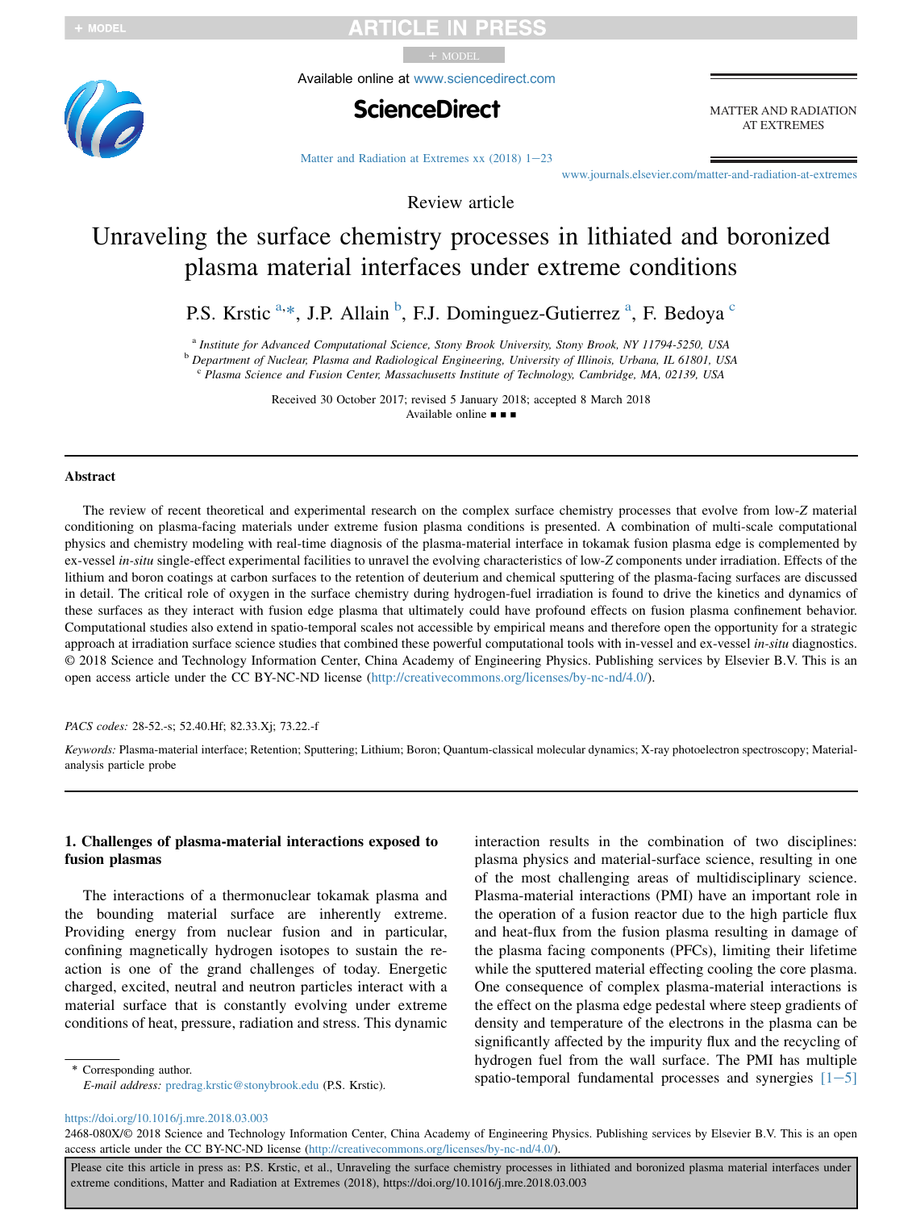Review article

# Unraveling the surface chemistry processes in lithiated and boronized plasma material interfaces under extreme conditions

P.S. Krstic [a,*], J.P. Allain [b], F.J. Dominguez-Gutierrez [a], F. Bedoya [c]

[a] Institute for Advanced Computational Science, Stony Brook University, Stony Brook, NY 11794-5250, USA
[b] Department of Nuclear, Plasma and Radiological Engineering, University of Illinois, Urbana, IL 61801, USA
[c] Plasma Science and Fusion Center, Massachusetts Institute of Technology, Cambridge, MA, 02139, USA

Received 30 October 2017; revised 5 January 2018; accepted 8 March 2018
Available online ■ ■ ■

## Abstract

The review of recent theoretical and experimental research on the complex surface chemistry processes that evolve from low-*Z* material conditioning on plasma-facing materials under extreme fusion plasma conditions is presented. A combination of multi-scale computational physics and chemistry modeling with real-time diagnosis of the plasma-material interface in tokamak fusion plasma edge is complemented by ex-vessel *in-situ* single-effect experimental facilities to unravel the evolving characteristics of low-*Z* components under irradiation. Effects of the lithium and boron coatings at carbon surfaces to the retention of deuterium and chemical sputtering of the plasma-facing surfaces are discussed in detail. The critical role of oxygen in the surface chemistry during hydrogen-fuel irradiation is found to drive the kinetics and dynamics of these surfaces as they interact with fusion edge plasma that ultimately could have profound effects on fusion plasma confinement behavior. Computational studies also extend in spatio-temporal scales not accessible by empirical means and therefore open the opportunity for a strategic approach at irradiation surface science studies that combined these powerful computational tools with in-vessel and ex-vessel *in-situ* diagnostics.
© 2018 Science and Technology Information Center, China Academy of Engineering Physics. Publishing services by Elsevier B.V. This is an open access article under the CC BY-NC-ND license (http://creativecommons.org/licenses/by-nc-nd/4.0/).

*PACS codes:* 28-52.-s; 52.40.Hf; 82.33.Xj; 73.22.-f

*Keywords:* Plasma-material interface; Retention; Sputtering; Lithium; Boron; Quantum-classical molecular dynamics; X-ray photoelectron spectroscopy; Material-analysis particle probe

## 1. Challenges of plasma-material interactions exposed to fusion plasmas

The interactions of a thermonuclear tokamak plasma and the bounding material surface are inherently extreme. Providing energy from nuclear fusion and in particular, confining magnetically hydrogen isotopes to sustain the reaction is one of the grand challenges of today. Energetic charged, excited, neutral and neutron particles interact with a material surface that is constantly evolving under extreme conditions of heat, pressure, radiation and stress. This dynamic interaction results in the combination of two disciplines: plasma physics and material-surface science, resulting in one of the most challenging areas of multidisciplinary science. Plasma-material interactions (PMI) have an important role in the operation of a fusion reactor due to the high particle flux and heat-flux from the fusion plasma resulting in damage of the plasma facing components (PFCs), limiting their lifetime while the sputtered material effecting cooling the core plasma. One consequence of complex plasma-material interactions is the effect on the plasma edge pedestal where steep gradients of density and temperature of the electrons in the plasma can be significantly affected by the impurity flux and the recycling of hydrogen fuel from the wall surface. The PMI has multiple spatio-temporal fundamental processes and synergies [1−5]

* Corresponding author.
E-mail address: predrag.krstic@stonybrook.edu (P.S. Krstic).

https://doi.org/10.1016/j.mre.2018.03.003
2468-080X/© 2018 Science and Technology Information Center, China Academy of Engineering Physics. Publishing services by Elsevier B.V. This is an open access article under the CC BY-NC-ND license (http://creativecommons.org/licenses/by-nc-nd/4.0/).

Please cite this article in press as: P.S. Krstic, et al., Unraveling the surface chemistry processes in lithiated and boronized plasma material interfaces under extreme conditions, Matter and Radiation at Extremes (2018), https://doi.org/10.1016/j.mre.2018.03.003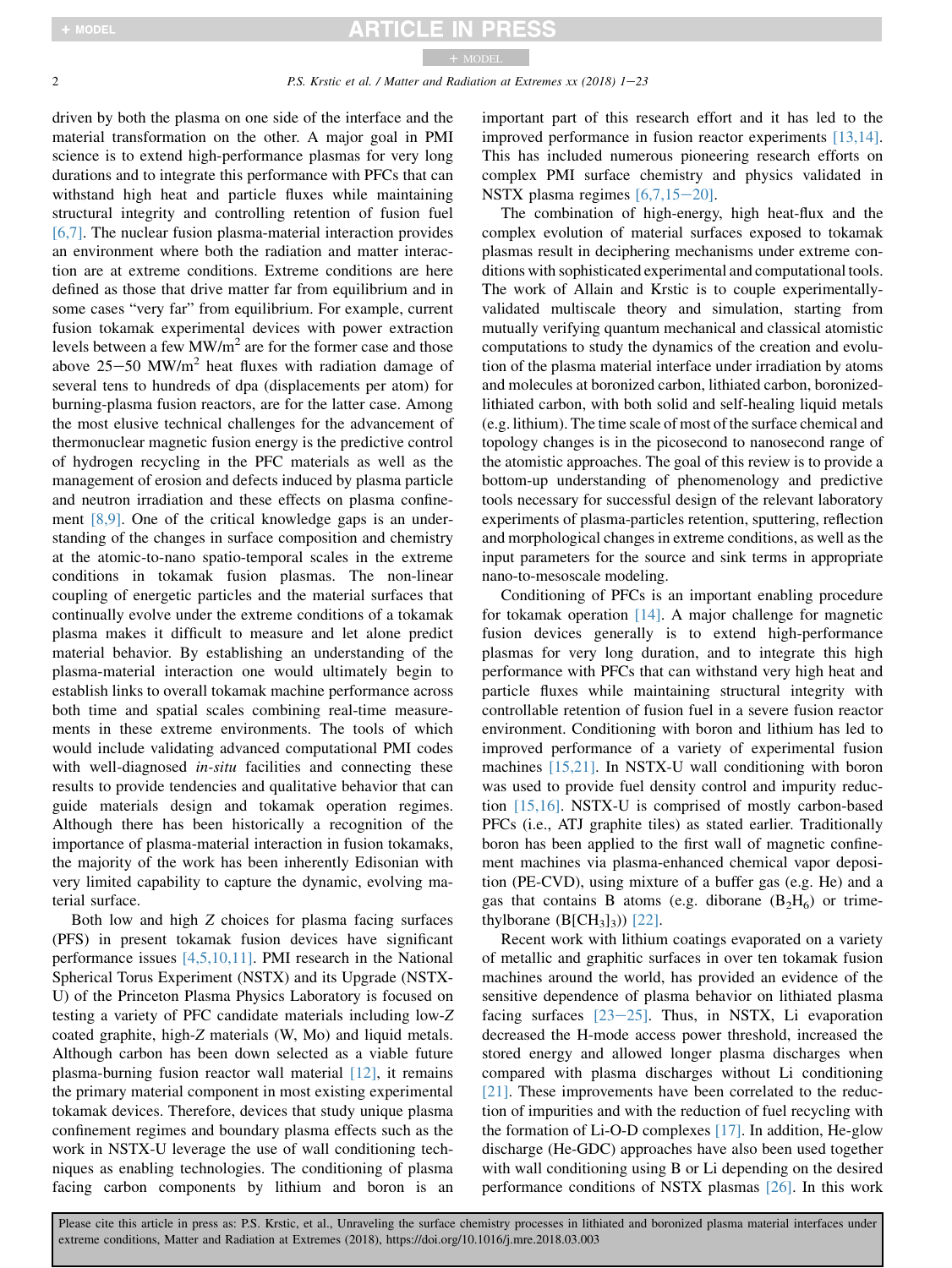driven by both the plasma on one side of the interface and the material transformation on the other. A major goal in PMI science is to extend high-performance plasmas for very long durations and to integrate this performance with PFCs that can withstand high heat and particle fluxes while maintaining structural integrity and controlling retention of fusion fuel [6,7]. The nuclear fusion plasma-material interaction provides an environment where both the radiation and matter interaction are at extreme conditions. Extreme conditions are here defined as those that drive matter far from equilibrium and in some cases "very far" from equilibrium. For example, current fusion tokamak experimental devices with power extraction levels between a few $MW/m^2$ are for the former case and those above 25−50 $MW/m^2$ heat fluxes with radiation damage of several tens to hundreds of dpa (displacements per atom) for burning-plasma fusion reactors, are for the latter case. Among the most elusive technical challenges for the advancement of thermonuclear magnetic fusion energy is the predictive control of hydrogen recycling in the PFC materials as well as the management of erosion and defects induced by plasma particle and neutron irradiation and these effects on plasma confinement [8,9]. One of the critical knowledge gaps is an understanding of the changes in surface composition and chemistry at the atomic-to-nano spatio-temporal scales in the extreme conditions in tokamak fusion plasmas. The non-linear coupling of energetic particles and the material surfaces that continually evolve under the extreme conditions of a tokamak plasma makes it difficult to measure and let alone predict material behavior. By establishing an understanding of the plasma-material interaction one would ultimately begin to establish links to overall tokamak machine performance across both time and spatial scales combining real-time measurements in these extreme environments. The tools of which would include validating advanced computational PMI codes with well-diagnosed *in-situ* facilities and connecting these results to provide tendencies and qualitative behavior that can guide materials design and tokamak operation regimes. Although there has been historically a recognition of the importance of plasma-material interaction in fusion tokamaks, the majority of the work has been inherently Edisonian with very limited capability to capture the dynamic, evolving material surface.

Both low and high Z choices for plasma facing surfaces (PFS) in present tokamak fusion devices have significant performance issues [4,5,10,11]. PMI research in the National Spherical Torus Experiment (NSTX) and its Upgrade (NSTX-U) of the Princeton Plasma Physics Laboratory is focused on testing a variety of PFC candidate materials including low-Z coated graphite, high-Z materials (W, Mo) and liquid metals. Although carbon has been down selected as a viable future plasma-burning fusion reactor wall material [12], it remains the primary material component in most existing experimental tokamak devices. Therefore, devices that study unique plasma confinement regimes and boundary plasma effects such as the work in NSTX-U leverage the use of wall conditioning techniques as enabling technologies. The conditioning of plasma facing carbon components by lithium and boron is an important part of this research effort and it has led to the improved performance in fusion reactor experiments [13,14]. This has included numerous pioneering research efforts on complex PMI surface chemistry and physics validated in NSTX plasma regimes [6,7,15−20].

The combination of high-energy, high heat-flux and the complex evolution of material surfaces exposed to tokamak plasmas result in deciphering mechanisms under extreme conditions with sophisticated experimental and computational tools. The work of Allain and Krstic is to couple experimentally-validated multiscale theory and simulation, starting from mutually verifying quantum mechanical and classical atomistic computations to study the dynamics of the creation and evolution of the plasma material interface under irradiation by atoms and molecules at boronized carbon, lithiated carbon, boronized-lithiated carbon, with both solid and self-healing liquid metals (e.g. lithium). The time scale of most of the surface chemical and topology changes is in the picosecond to nanosecond range of the atomistic approaches. The goal of this review is to provide a bottom-up understanding of phenomenology and predictive tools necessary for successful design of the relevant laboratory experiments of plasma-particles retention, sputtering, reflection and morphological changes in extreme conditions, as well as the input parameters for the source and sink terms in appropriate nano-to-mesoscale modeling.

Conditioning of PFCs is an important enabling procedure for tokamak operation [14]. A major challenge for magnetic fusion devices generally is to extend high-performance plasmas for very long duration, and to integrate this high performance with PFCs that can withstand very high heat and particle fluxes while maintaining structural integrity with controllable retention of fusion fuel in a severe fusion reactor environment. Conditioning with boron and lithium has led to improved performance of a variety of experimental fusion machines [15,21]. In NSTX-U wall conditioning with boron was used to provide fuel density control and impurity reduction [15,16]. NSTX-U is comprised of mostly carbon-based PFCs (i.e., ATJ graphite tiles) as stated earlier. Traditionally boron has been applied to the first wall of magnetic confinement machines via plasma-enhanced chemical vapor deposition (PE-CVD), using mixture of a buffer gas (e.g. He) and a gas that contains B atoms (e.g. diborane ($B_2H_6$) or trimethylborane ($B[CH_3]_3$)) [22].

Recent work with lithium coatings evaporated on a variety of metallic and graphitic surfaces in over ten tokamak fusion machines around the world, has provided an evidence of the sensitive dependence of plasma behavior on lithiated plasma facing surfaces [23−25]. Thus, in NSTX, Li evaporation decreased the H-mode access power threshold, increased the stored energy and allowed longer plasma discharges when compared with plasma discharges without Li conditioning [21]. These improvements have been correlated to the reduction of impurities and with the reduction of fuel recycling with the formation of Li-O-D complexes [17]. In addition, He-glow discharge (He-GDC) approaches have also been used together with wall conditioning using B or Li depending on the desired performance conditions of NSTX plasmas [26]. In this work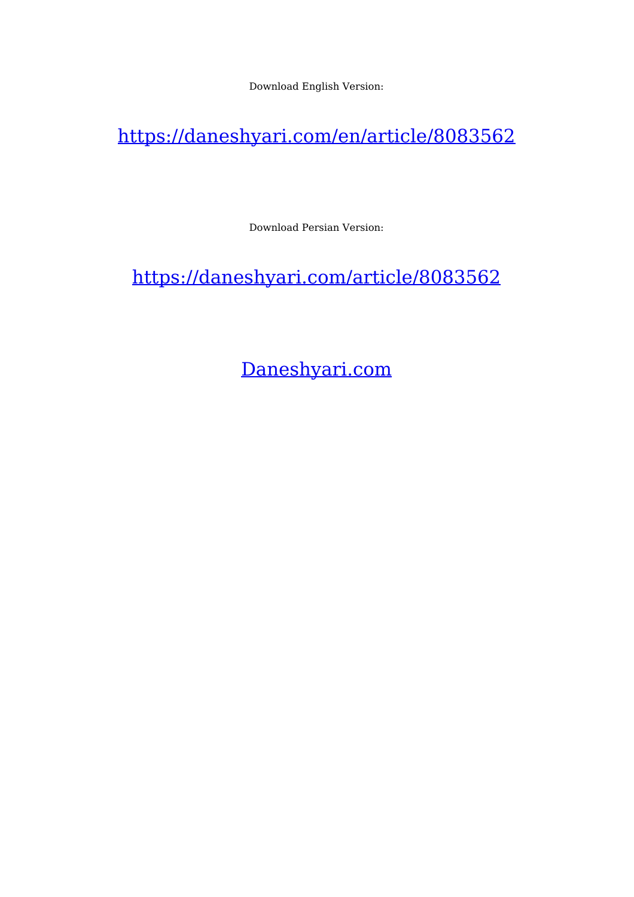Download English Version:

https://daneshyari.com/en/article/8083562

Download Persian Version:

https://daneshyari.com/article/8083562

Daneshyari.com